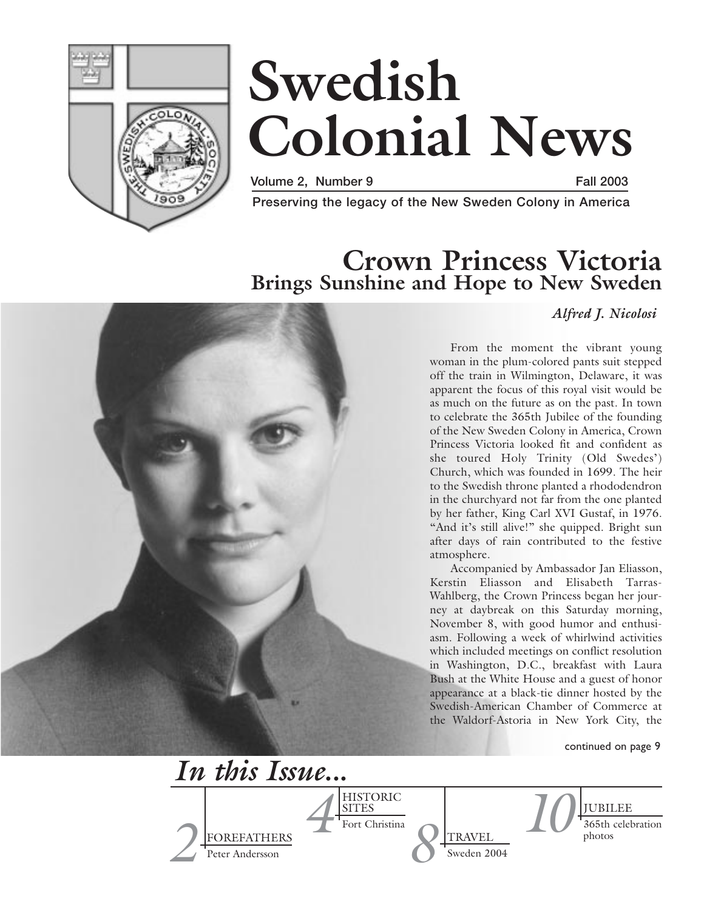# Swedish Colonial News

Volume 2, Number 9 Fall 2003

Preserving the legacy of the New Sweden Colony in America

## Crown Princess Victoria
### Brings Sunshine and Hope to New Sweden

*Alfred J. Nicolosi*

From the moment the vibrant young woman in the plum-colored pants suit stepped off the train in Wilmington, Delaware, it was apparent the focus of this royal visit would be as much on the future as on the past. In town to celebrate the 365th Jubilee of the founding of the New Sweden Colony in America, Crown Princess Victoria looked fit and confident as she toured Holy Trinity (Old Swedes') Church, which was founded in 1699. The heir to the Swedish throne planted a rhododendron in the churchyard not far from the one planted by her father, King Carl XVI Gustaf, in 1976. "And it's still alive!" she quipped. Bright sun after days of rain contributed to the festive atmosphere.

Accompanied by Ambassador Jan Eliasson, Kerstin Eliasson and Elisabeth Tarras-Wahlberg, the Crown Princess began her journey at daybreak on this Saturday morning, November 8, with good humor and enthusiasm. Following a week of whirlwind activities which included meetings on conflict resolution in Washington, D.C., breakfast with Laura Bush at the White House and a guest of honor appearance at a black-tie dinner hosted by the Swedish-American Chamber of Commerce at the Waldorf-Astoria in New York City, the

continued on page 9

## *In this Issue...*

- **2** FOREFATHERS — Peter Andersson
- **4** HISTORIC SITES — Fort Christina
- **8** TRAVEL — Sweden 2004
- **10** JUBILEE — 365th celebration photos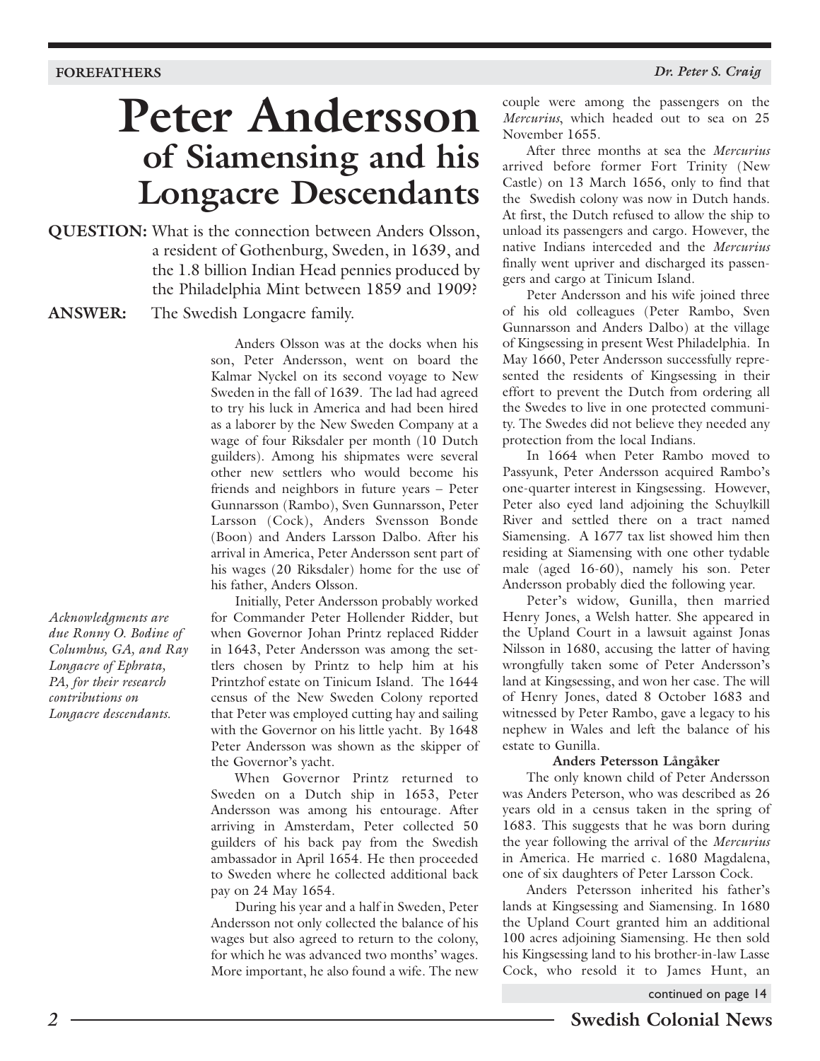# Peter Andersson of Siamensing and his Longacre Descendants

**QUESTION:** What is the connection between Anders Olsson, a resident of Gothenburg, Sweden, in 1639, and the 1.8 billion Indian Head pennies produced by the Philadelphia Mint between 1859 and 1909?

**ANSWER:** The Swedish Longacre family.

*Acknowledgments are due Ronny O. Bodine of Columbus, GA, and Ray Longacre of Ephrata, PA, for their research contributions on Longacre descendants.*

Anders Olsson was at the docks when his son, Peter Andersson, went on board the Kalmar Nyckel on its second voyage to New Sweden in the fall of 1639. The lad had agreed to try his luck in America and had been hired as a laborer by the New Sweden Company at a wage of four Riksdaler per month (10 Dutch guilders). Among his shipmates were several other new settlers who would become his friends and neighbors in future years – Peter Gunnarsson (Rambo), Sven Gunnarsson, Peter Larsson (Cock), Anders Svensson Bonde (Boon) and Anders Larsson Dalbo. After his arrival in America, Peter Andersson sent part of his wages (20 Riksdaler) home for the use of his father, Anders Olsson.

Initially, Peter Andersson probably worked for Commander Peter Hollender Ridder, but when Governor Johan Printz replaced Ridder in 1643, Peter Andersson was among the settlers chosen by Printz to help him at his Printzhof estate on Tinicum Island. The 1644 census of the New Sweden Colony reported that Peter was employed cutting hay and sailing with the Governor on his little yacht. By 1648 Peter Andersson was shown as the skipper of the Governor's yacht.

When Governor Printz returned to Sweden on a Dutch ship in 1653, Peter Andersson was among his entourage. After arriving in Amsterdam, Peter collected 50 guilders of his back pay from the Swedish ambassador in April 1654. He then proceeded to Sweden where he collected additional back pay on 24 May 1654.

During his year and a half in Sweden, Peter Andersson not only collected the balance of his wages but also agreed to return to the colony, for which he was advanced two months' wages. More important, he also found a wife. The new couple were among the passengers on the *Mercurius*, which headed out to sea on 25 November 1655.

After three months at sea the *Mercurius* arrived before former Fort Trinity (New Castle) on 13 March 1656, only to find that the Swedish colony was now in Dutch hands. At first, the Dutch refused to allow the ship to unload its passengers and cargo. However, the native Indians interceded and the *Mercurius* finally went upriver and discharged its passengers and cargo at Tinicum Island.

Peter Andersson and his wife joined three of his old colleagues (Peter Rambo, Sven Gunnarsson and Anders Dalbo) at the village of Kingsessing in present West Philadelphia. In May 1660, Peter Andersson successfully represented the residents of Kingsessing in their effort to prevent the Dutch from ordering all the Swedes to live in one protected community. The Swedes did not believe they needed any protection from the local Indians.

In 1664 when Peter Rambo moved to Passyunk, Peter Andersson acquired Rambo's one-quarter interest in Kingsessing. However, Peter also eyed land adjoining the Schuylkill River and settled there on a tract named Siamensing. A 1677 tax list showed him then residing at Siamensing with one other tydable male (aged 16-60), namely his son. Peter Andersson probably died the following year.

Peter's widow, Gunilla, then married Henry Jones, a Welsh hatter. She appeared in the Upland Court in a lawsuit against Jonas Nilsson in 1680, accusing the latter of having wrongfully taken some of Peter Andersson's land at Kingsessing, and won her case. The will of Henry Jones, dated 8 October 1683 and witnessed by Peter Rambo, gave a legacy to his nephew in Wales and left the balance of his estate to Gunilla.

### Anders Petersson Långåker

The only known child of Peter Andersson was Anders Peterson, who was described as 26 years old in a census taken in the spring of 1683. This suggests that he was born during the year following the arrival of the *Mercurius* in America. He married c. 1680 Magdalena, one of six daughters of Peter Larsson Cock.

Anders Petersson inherited his father's lands at Kingsessing and Siamensing. In 1680 the Upland Court granted him an additional 100 acres adjoining Siamensing. He then sold his Kingsessing land to his brother-in-law Lasse Cock, who resold it to James Hunt, an

continued on page 14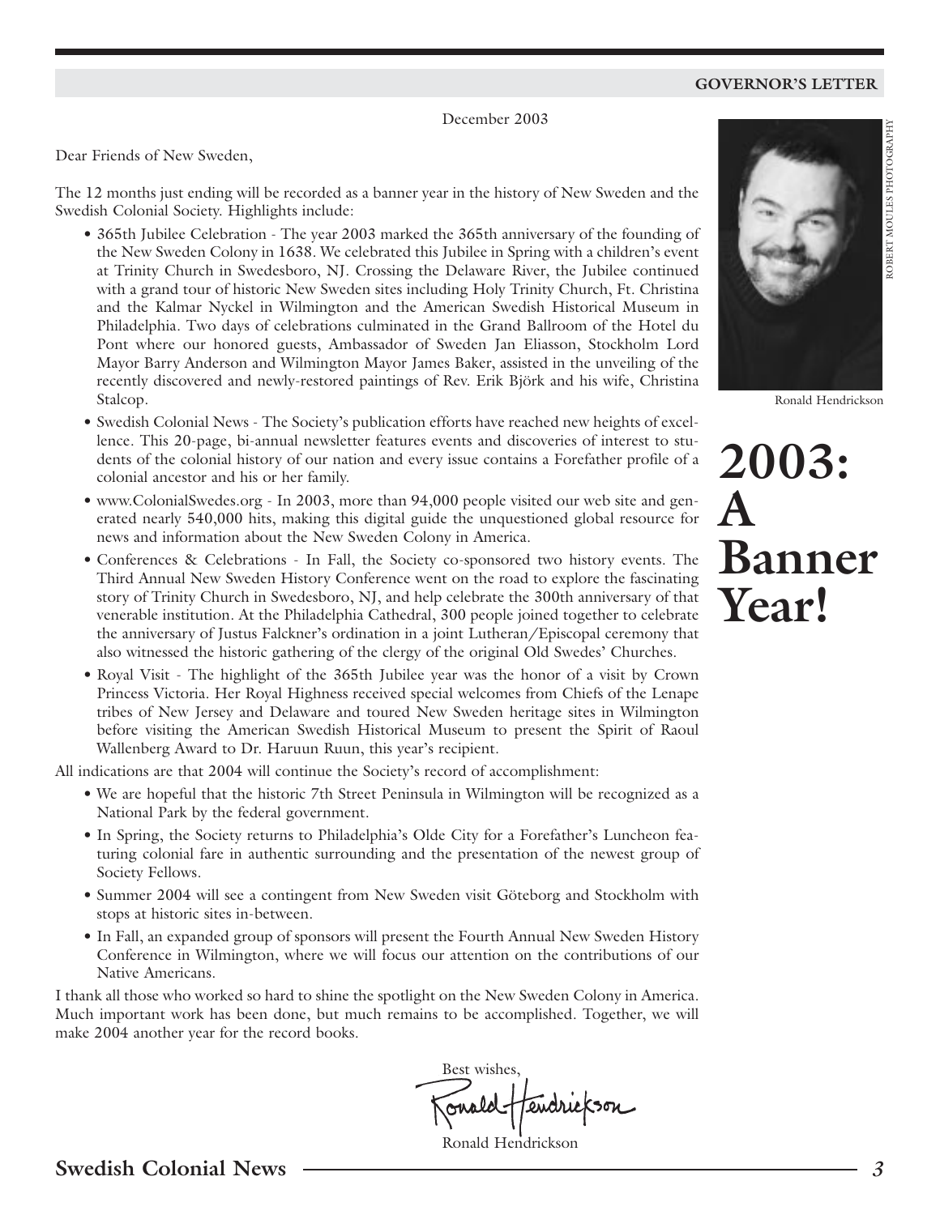GOVERNOR'S LETTER

# 2003: A Banner Year!

December 2003

Dear Friends of New Sweden,

The 12 months just ending will be recorded as a banner year in the history of New Sweden and the Swedish Colonial Society. Highlights include:

- 365th Jubilee Celebration - The year 2003 marked the 365th anniversary of the founding of the New Sweden Colony in 1638. We celebrated this Jubilee in Spring with a children's event at Trinity Church in Swedesboro, NJ. Crossing the Delaware River, the Jubilee continued with a grand tour of historic New Sweden sites including Holy Trinity Church, Ft. Christina and the Kalmar Nyckel in Wilmington and the American Swedish Historical Museum in Philadelphia. Two days of celebrations culminated in the Grand Ballroom of the Hotel du Pont where our honored guests, Ambassador of Sweden Jan Eliasson, Stockholm Lord Mayor Barry Anderson and Wilmington Mayor James Baker, assisted in the unveiling of the recently discovered and newly-restored paintings of Rev. Erik Björk and his wife, Christina Stalcop.
- Swedish Colonial News - The Society's publication efforts have reached new heights of excellence. This 20-page, bi-annual newsletter features events and discoveries of interest to students of the colonial history of our nation and every issue contains a Forefather profile of a colonial ancestor and his or her family.
- www.ColonialSwedes.org - In 2003, more than 94,000 people visited our web site and generated nearly 540,000 hits, making this digital guide the unquestioned global resource for news and information about the New Sweden Colony in America.
- Conferences & Celebrations - In Fall, the Society co-sponsored two history events. The Third Annual New Sweden History Conference went on the road to explore the fascinating story of Trinity Church in Swedesboro, NJ, and help celebrate the 300th anniversary of that venerable institution. At the Philadelphia Cathedral, 300 people joined together to celebrate the anniversary of Justus Falckner's ordination in a joint Lutheran/Episcopal ceremony that also witnessed the historic gathering of the clergy of the original Old Swedes' Churches.
- Royal Visit - The highlight of the 365th Jubilee year was the honor of a visit by Crown Princess Victoria. Her Royal Highness received special welcomes from Chiefs of the Lenape tribes of New Jersey and Delaware and toured New Sweden heritage sites in Wilmington before visiting the American Swedish Historical Museum to present the Spirit of Raoul Wallenberg Award to Dr. Haruun Ruun, this year's recipient.

All indications are that 2004 will continue the Society's record of accomplishment:

- We are hopeful that the historic 7th Street Peninsula in Wilmington will be recognized as a National Park by the federal government.
- In Spring, the Society returns to Philadelphia's Olde City for a Forefather's Luncheon featuring colonial fare in authentic surrounding and the presentation of the newest group of Society Fellows.
- Summer 2004 will see a contingent from New Sweden visit Göteborg and Stockholm with stops at historic sites in-between.
- In Fall, an expanded group of sponsors will present the Fourth Annual New Sweden History Conference in Wilmington, where we will focus our attention on the contributions of our Native Americans.

I thank all those who worked so hard to shine the spotlight on the New Sweden Colony in America. Much important work has been done, but much remains to be accomplished. Together, we will make 2004 another year for the record books.

Best wishes,

Ronald Hendrickson

ROBERT MOULES PHOTOGRAPHY

Ronald Hendrickson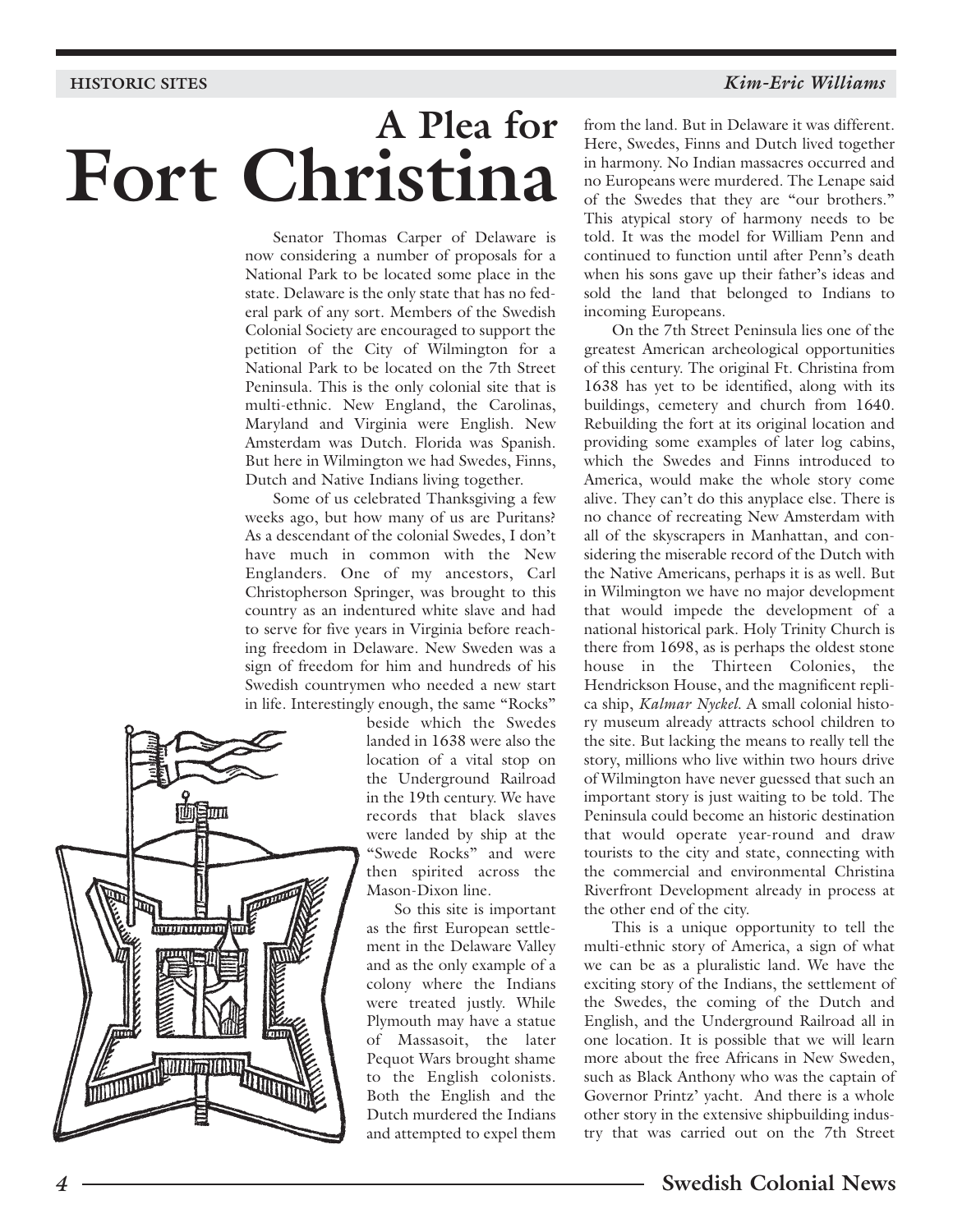HISTORIC SITES

*Kim-Eric Williams*

# A Plea for Fort Christina

Senator Thomas Carper of Delaware is now considering a number of proposals for a National Park to be located some place in the state. Delaware is the only state that has no federal park of any sort. Members of the Swedish Colonial Society are encouraged to support the petition of the City of Wilmington for a National Park to be located on the 7th Street Peninsula. This is the only colonial site that is multi-ethnic. New England, the Carolinas, Maryland and Virginia were English. New Amsterdam was Dutch. Florida was Spanish. But here in Wilmington we had Swedes, Finns, Dutch and Native Indians living together.

Some of us celebrated Thanksgiving a few weeks ago, but how many of us are Puritans? As a descendant of the colonial Swedes, I don't have much in common with the New Englanders. One of my ancestors, Carl Christopherson Springer, was brought to this country as an indentured white slave and had to serve for five years in Virginia before reaching freedom in Delaware. New Sweden was a sign of freedom for him and hundreds of his Swedish countrymen who needed a new start in life. Interestingly enough, the same "Rocks" beside which the Swedes landed in 1638 were also the location of a vital stop on the Underground Railroad in the 19th century. We have records that black slaves were landed by ship at the "Swede Rocks" and were then spirited across the Mason-Dixon line.

So this site is important as the first European settlement in the Delaware Valley and as the only example of a colony where the Indians were treated justly. While Plymouth may have a statue of Massasoit, the later Pequot Wars brought shame to the English colonists. Both the English and the Dutch murdered the Indians and attempted to expel them from the land. But in Delaware it was different. Here, Swedes, Finns and Dutch lived together in harmony. No Indian massacres occurred and no Europeans were murdered. The Lenape said of the Swedes that they are "our brothers." This atypical story of harmony needs to be told. It was the model for William Penn and continued to function until after Penn's death when his sons gave up their father's ideas and sold the land that belonged to Indians to incoming Europeans.

On the 7th Street Peninsula lies one of the greatest American archeological opportunities of this century. The original Ft. Christina from 1638 has yet to be identified, along with its buildings, cemetery and church from 1640. Rebuilding the fort at its original location and providing some examples of later log cabins, which the Swedes and Finns introduced to America, would make the whole story come alive. They can't do this anyplace else. There is no chance of recreating New Amsterdam with all of the skyscrapers in Manhattan, and considering the miserable record of the Dutch with the Native Americans, perhaps it is as well. But in Wilmington we have no major development that would impede the development of a national historical park. Holy Trinity Church is there from 1698, as is perhaps the oldest stone house in the Thirteen Colonies, the Hendrickson House, and the magnificent replica ship, *Kalmar Nyckel*. A small colonial history museum already attracts school children to the site. But lacking the means to really tell the story, millions who live within two hours drive of Wilmington have never guessed that such an important story is just waiting to be told. The Peninsula could become an historic destination that would operate year-round and draw tourists to the city and state, connecting with the commercial and environmental Christina Riverfront Development already in process at the other end of the city.

This is a unique opportunity to tell the multi-ethnic story of America, a sign of what we can be as a pluralistic land. We have the exciting story of the Indians, the settlement of the Swedes, the coming of the Dutch and English, and the Underground Railroad all in one location. It is possible that we will learn more about the free Africans in New Sweden, such as Black Anthony who was the captain of Governor Printz' yacht. And there is a whole other story in the extensive shipbuilding industry that was carried out on the 7th Street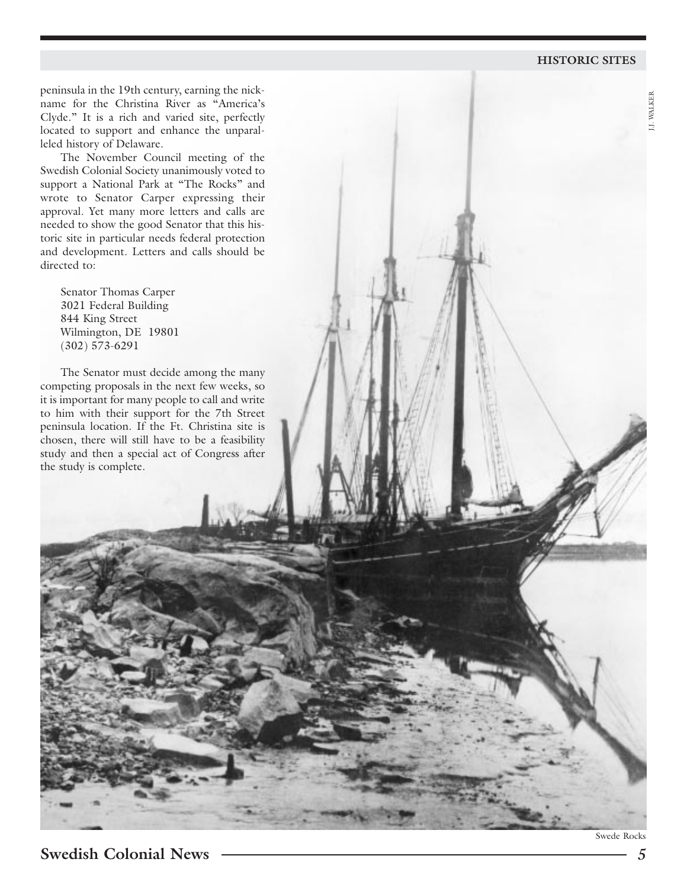peninsula in the 19th century, earning the nickname for the Christina River as "America's Clyde." It is a rich and varied site, perfectly located to support and enhance the unparalleled history of Delaware.

The November Council meeting of the Swedish Colonial Society unanimously voted to support a National Park at "The Rocks" and wrote to Senator Carper expressing their approval. Yet many more letters and calls are needed to show the good Senator that this historic site in particular needs federal protection and development. Letters and calls should be directed to:

Senator Thomas Carper
3021 Federal Building
844 King Street
Wilmington, DE 19801
(302) 573-6291

The Senator must decide among the many competing proposals in the next few weeks, so it is important for many people to call and write to him with their support for the 7th Street peninsula location. If the Ft. Christina site is chosen, there will still have to be a feasibility study and then a special act of Congress after the study is complete.

J.J. WALKER

Swede Rocks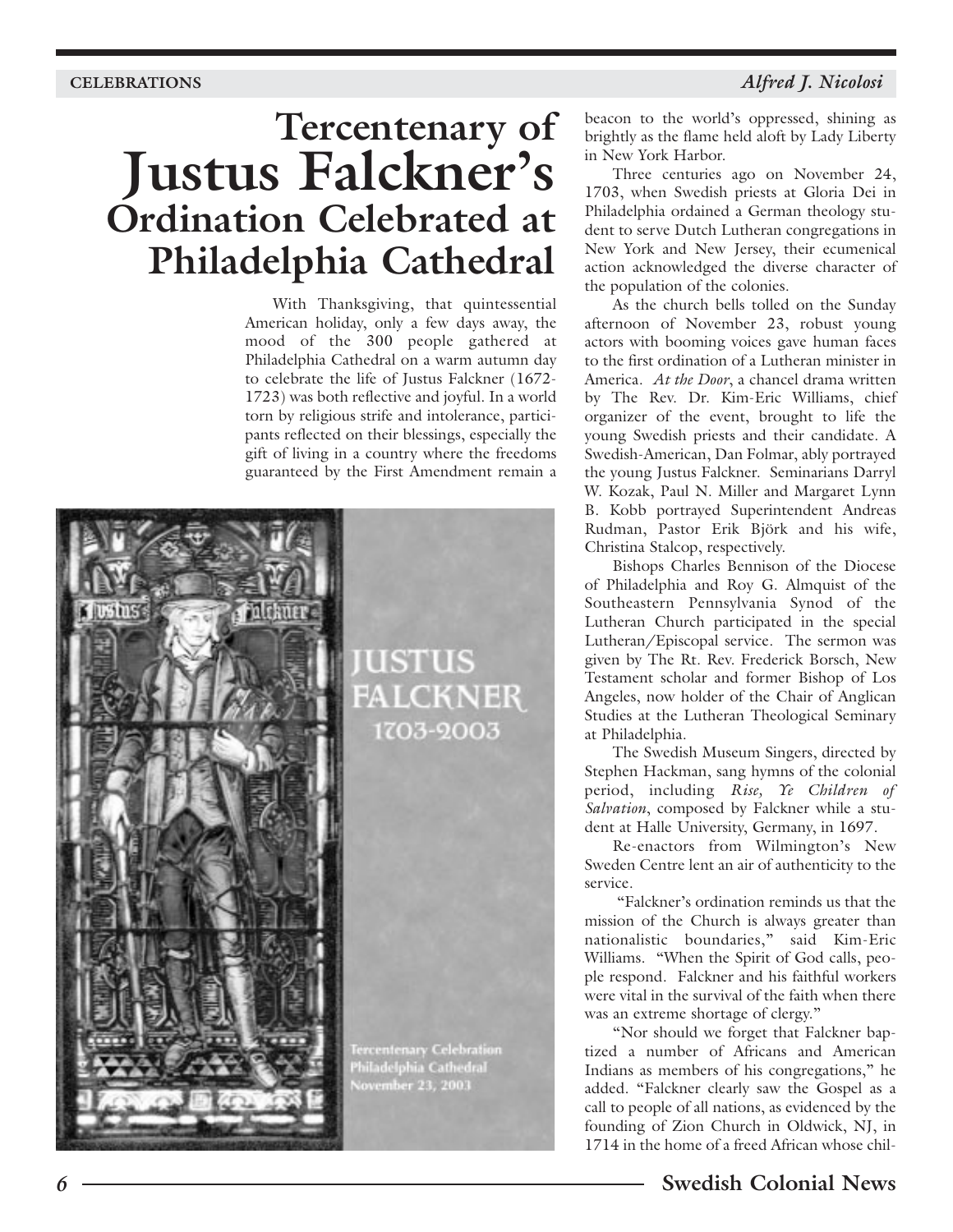CELEBRATIONS

*Alfred J. Nicolosi*

# Tercentenary of Justus Falckner's Ordination Celebrated at Philadelphia Cathedral

With Thanksgiving, that quintessential American holiday, only a few days away, the mood of the 300 people gathered at Philadelphia Cathedral on a warm autumn day to celebrate the life of Justus Falckner (1672-1723) was both reflective and joyful. In a world torn by religious strife and intolerance, participants reflected on their blessings, especially the gift of living in a country where the freedoms guaranteed by the First Amendment remain a beacon to the world's oppressed, shining as brightly as the flame held aloft by Lady Liberty in New York Harbor.

Three centuries ago on November 24, 1703, when Swedish priests at Gloria Dei in Philadelphia ordained a German theology student to serve Dutch Lutheran congregations in New York and New Jersey, their ecumenical action acknowledged the diverse character of the population of the colonies.

As the church bells tolled on the Sunday afternoon of November 23, robust young actors with booming voices gave human faces to the first ordination of a Lutheran minister in America. *At the Door*, a chancel drama written by The Rev. Dr. Kim-Eric Williams, chief organizer of the event, brought to life the young Swedish priests and their candidate. A Swedish-American, Dan Folmar, ably portrayed the young Justus Falckner. Seminarians Darryl W. Kozak, Paul N. Miller and Margaret Lynn B. Kobb portrayed Superintendent Andreas Rudman, Pastor Erik Björk and his wife, Christina Stalcop, respectively.

Bishops Charles Bennison of the Diocese of Philadelphia and Roy G. Almquist of the Southeastern Pennsylvania Synod of the Lutheran Church participated in the special Lutheran/Episcopal service. The sermon was given by The Rt. Rev. Frederick Borsch, New Testament scholar and former Bishop of Los Angeles, now holder of the Chair of Anglican Studies at the Lutheran Theological Seminary at Philadelphia.

The Swedish Museum Singers, directed by Stephen Hackman, sang hymns of the colonial period, including *Rise, Ye Children of Salvation*, composed by Falckner while a student at Halle University, Germany, in 1697.

Re-enactors from Wilmington's New Sweden Centre lent an air of authenticity to the service.

"Falckner's ordination reminds us that the mission of the Church is always greater than nationalistic boundaries," said Kim-Eric Williams. "When the Spirit of God calls, people respond. Falckner and his faithful workers were vital in the survival of the faith when there was an extreme shortage of clergy."

"Nor should we forget that Falckner baptized a number of Africans and American Indians as members of his congregations," he added. "Falckner clearly saw the Gospel as a call to people of all nations, as evidenced by the founding of Zion Church in Oldwick, NJ, in 1714 in the home of a freed African whose chil-

JUSTUS FALCKNER 1703-2003

Tercentenary Celebration
Philadelphia Cathedral
November 23, 2003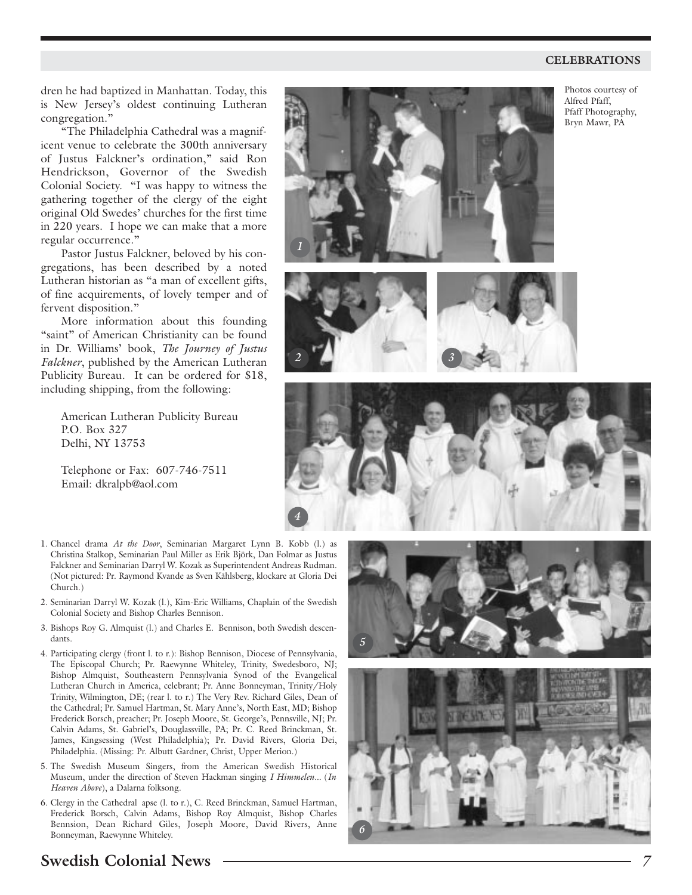dren he had baptized in Manhattan. Today, this is New Jersey's oldest continuing Lutheran congregation."

"The Philadelphia Cathedral was a magnificent venue to celebrate the 300th anniversary of Justus Falckner's ordination," said Ron Hendrickson, Governor of the Swedish Colonial Society. "I was happy to witness the gathering together of the clergy of the eight original Old Swedes' churches for the first time in 220 years. I hope we can make that a more regular occurrence."

Pastor Justus Falckner, beloved by his congregations, has been described by a noted Lutheran historian as "a man of excellent gifts, of fine acquirements, of lovely temper and of fervent disposition."

More information about this founding "saint" of American Christianity can be found in Dr. Williams' book, *The Journey of Justus Falckner*, published by the American Lutheran Publicity Bureau. It can be ordered for $18, including shipping, from the following:

American Lutheran Publicity Bureau
P.O. Box 327
Delhi, NY 13753

Telephone or Fax: 607-746-7511
Email: dkralpb@aol.com

Photos courtesy of Alfred Pfaff, Pfaff Photography, Bryn Mawr, PA

1. Chancel drama *At the Door*, Seminarian Margaret Lynn B. Kobb (l.) as Christina Stalkop, Seminarian Paul Miller as Erik Björk, Dan Folmar as Justus Falckner and Seminarian Darryl W. Kozak as Superintendent Andreas Rudman. (Not pictured: Pr. Raymond Kvande as Sven Kåhlsberg, klockare at Gloria Dei Church.)
2. Seminarian Darryl W. Kozak (l.), Kim-Eric Williams, Chaplain of the Swedish Colonial Society and Bishop Charles Bennison.
3. Bishops Roy G. Almquist (l.) and Charles E. Bennison, both Swedish descendants.
4. Participating clergy (front l. to r.): Bishop Bennison, Diocese of Pennsylvania, The Episcopal Church; Pr. Raewynne Whiteley, Trinity, Swedesboro, NJ; Bishop Almquist, Southeastern Pennsylvania Synod of the Evangelical Lutheran Church in America, celebrant; Pr. Anne Bonneyman, Trinity/Holy Trinity, Wilmington, DE; (rear l. to r.) The Very Rev. Richard Giles, Dean of the Cathedral; Pr. Samuel Hartman, St. Mary Anne's, North East, MD; Bishop Frederick Borsch, preacher; Pr. Joseph Moore, St. George's, Pennsville, NJ; Pr. Calvin Adams, St. Gabriel's, Douglassville, PA; Pr. C. Reed Brinckman, St. James, Kingsessing (West Philadelphia); Pr. David Rivers, Gloria Dei, Philadelphia. (Missing: Pr. Albutt Gardner, Christ, Upper Merion.)
5. The Swedish Museum Singers, from the American Swedish Historical Museum, under the direction of Steven Hackman singing *I Himmelen...* (*In Heaven Above*), a Dalarna folksong.
6. Clergy in the Cathedral apse (l. to r.), C. Reed Brinckman, Samuel Hartman, Frederick Borsch, Calvin Adams, Bishop Roy Almquist, Bishop Charles Bennsion, Dean Richard Giles, Joseph Moore, David Rivers, Anne Bonneyman, Raewynne Whiteley.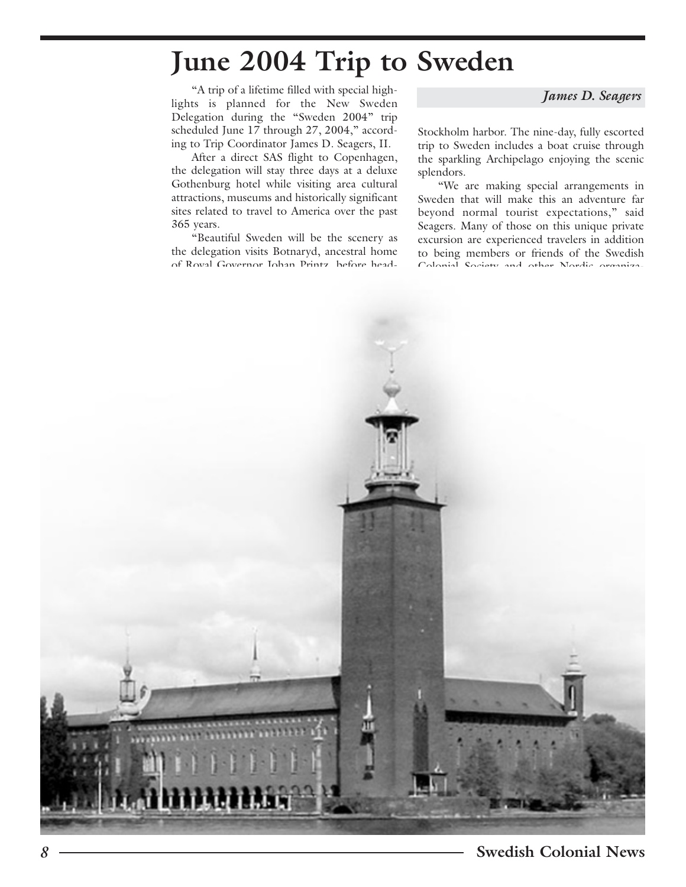# June 2004 Trip to Sweden

*James D. Seagers*

"A trip of a lifetime filled with special highlights is planned for the New Sweden Delegation during the "Sweden 2004" trip scheduled June 17 through 27, 2004," according to Trip Coordinator James D. Seagers, II.

After a direct SAS flight to Copenhagen, the delegation will stay three days at a deluxe Gothenburg hotel while visiting area cultural attractions, museums and historically significant sites related to travel to America over the past 365 years.

"Beautiful Sweden will be the scenery as the delegation visits Botnaryd, ancestral home of Royal Governor Johan Printz, before head-

Stockholm harbor. The nine-day, fully escorted trip to Sweden includes a boat cruise through the sparkling Archipelago enjoying the scenic splendors.

"We are making special arrangements in Sweden that will make this an adventure far beyond normal tourist expectations," said Seagers. Many of those on this unique private excursion are experienced travelers in addition to being members or friends of the Swedish Colonial Society and other Nordic organiza-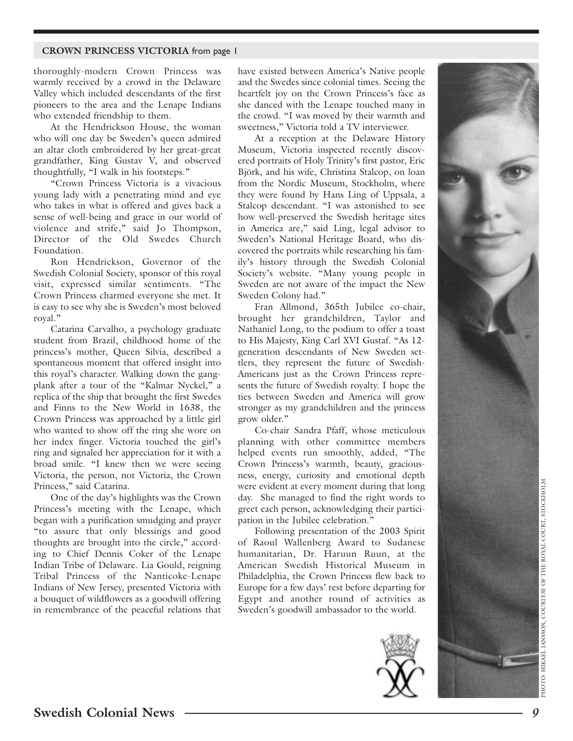**CROWN PRINCESS VICTORIA** from page 1

thoroughly-modern Crown Princess was warmly received by a crowd in the Delaware Valley which included descendants of the first pioneers to the area and the Lenape Indians who extended friendship to them.

At the Hendrickson House, the woman who will one day be Sweden's queen admired an altar cloth embroidered by her great-great grandfather, King Gustav V, and observed thoughtfully, "I walk in his footsteps."

"Crown Princess Victoria is a vivacious young lady with a penetrating mind and eye who takes in what is offered and gives back a sense of well-being and grace in our world of violence and strife," said Jo Thompson, Director of the Old Swedes Church Foundation.

Ron Hendrickson, Governor of the Swedish Colonial Society, sponsor of this royal visit, expressed similar sentiments. "The Crown Princess charmed everyone she met. It is easy to see why she is Sweden's most beloved royal."

Catarina Carvalho, a psychology graduate student from Brazil, childhood home of the princess's mother, Queen Silvia, described a spontaneous moment that offered insight into this royal's character. Walking down the gangplank after a tour of the "Kalmar Nyckel," a replica of the ship that brought the first Swedes and Finns to the New World in 1638, the Crown Princess was approached by a little girl who wanted to show off the ring she wore on her index finger. Victoria touched the girl's ring and signaled her appreciation for it with a broad smile. "I knew then we were seeing Victoria, the person, not Victoria, the Crown Princess," said Catarina.

One of the day's highlights was the Crown Princess's meeting with the Lenape, which began with a purification smudging and prayer "to assure that only blessings and good thoughts are brought into the circle," according to Chief Dennis Coker of the Lenape Indian Tribe of Delaware. Lia Gould, reigning Tribal Princess of the Nanticoke-Lenape Indians of New Jersey, presented Victoria with a bouquet of wildflowers as a goodwill offering in remembrance of the peaceful relations that have existed between America's Native people and the Swedes since colonial times. Seeing the heartfelt joy on the Crown Princess's face as she danced with the Lenape touched many in the crowd. "I was moved by their warmth and sweetness," Victoria told a TV interviewer.

At a reception at the Delaware History Museum, Victoria inspected recently discovered portraits of Holy Trinity's first pastor, Eric Björk, and his wife, Christina Stalcop, on loan from the Nordic Museum, Stockholm, where they were found by Hans Ling of Uppsala, a Stalcop descendant. "I was astonished to see how well-preserved the Swedish heritage sites in America are," said Ling, legal advisor to Sweden's National Heritage Board, who discovered the portraits while researching his family's history through the Swedish Colonial Society's website. "Many young people in Sweden are not aware of the impact the New Sweden Colony had."

Fran Allmond, 365th Jubilee co-chair, brought her grandchildren, Taylor and Nathaniel Long, to the podium to offer a toast to His Majesty, King Carl XVI Gustaf. "As 12-generation descendants of New Sweden settlers, they represent the future of Swedish-Americans just as the Crown Princess represents the future of Swedish royalty. I hope the ties between Sweden and America will grow stronger as my grandchildren and the princess grow older."

Co-chair Sandra Pfaff, whose meticulous planning with other committee members helped events run smoothly, added, "The Crown Princess's warmth, beauty, graciousness, energy, curiosity and emotional depth were evident at every moment during that long day. She managed to find the right words to greet each person, acknowledging their participation in the Jubilee celebration."

Following presentation of the 2003 Spirit of Raoul Wallenberg Award to Sudanese humanitarian, Dr. Haruun Ruun, at the American Swedish Historical Museum in Philadelphia, the Crown Princess flew back to Europe for a few days' rest before departing for Egypt and another round of activities as Sweden's goodwill ambassador to the world.

PHOTO: MIKAEL JANSSON, COURTESY OF THE ROYAL COURT, STOCKHOLM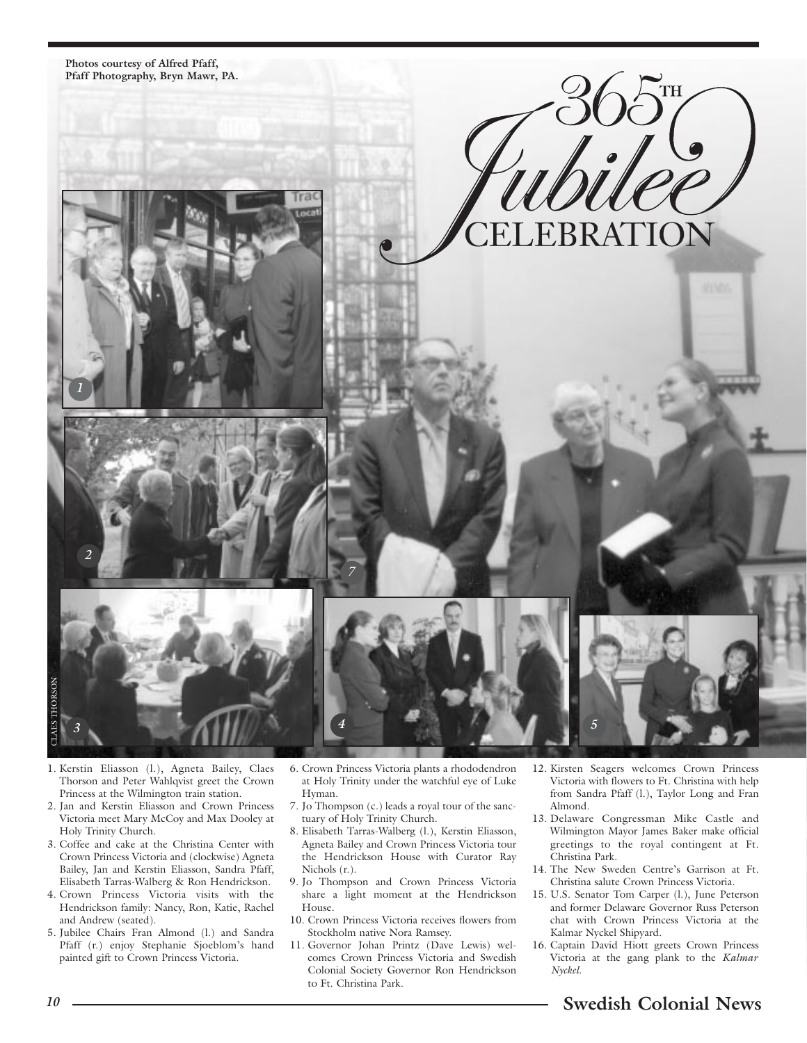Photos courtesy of Alfred Pfaff, Pfaff Photography, Bryn Mawr, PA.

# 365TH Jubilee CELEBRATION

CLAES THORSON

1. Kerstin Eliasson (l.), Agneta Bailey, Claes Thorson and Peter Wahlqvist greet the Crown Princess at the Wilmington train station.
2. Jan and Kerstin Eliasson and Crown Princess Victoria meet Mary McCoy and Max Dooley at Holy Trinity Church.
3. Coffee and cake at the Christina Center with Crown Princess Victoria and (clockwise) Agneta Bailey, Jan and Kerstin Eliasson, Sandra Pfaff, Elisabeth Tarras-Walberg & Ron Hendrickson.
4. Crown Princess Victoria visits with the Hendrickson family: Nancy, Ron, Katie, Rachel and Andrew (seated).
5. Jubilee Chairs Fran Almond (l.) and Sandra Pfaff (r.) enjoy Stephanie Sjoeblom's hand painted gift to Crown Princess Victoria.
6. Crown Princess Victoria plants a rhododendron at Holy Trinity under the watchful eye of Luke Hyman.
7. Jo Thompson (c.) leads a royal tour of the sanctuary of Holy Trinity Church.
8. Elisabeth Tarras-Walberg (l.), Kerstin Eliasson, Agneta Bailey and Crown Princess Victoria tour the Hendrickson House with Curator Ray Nichols (r.).
9. Jo Thompson and Crown Princess Victoria share a light moment at the Hendrickson House.
10. Crown Princess Victoria receives flowers from Stockholm native Nora Ramsey.
11. Governor Johan Printz (Dave Lewis) welcomes Crown Princess Victoria and Swedish Colonial Society Governor Ron Hendrickson to Ft. Christina Park.
12. Kirsten Seagers welcomes Crown Princess Victoria with flowers to Ft. Christina with help from Sandra Pfaff (l.), Taylor Long and Fran Almond.
13. Delaware Congressman Mike Castle and Wilmington Mayor James Baker make official greetings to the royal contingent at Ft. Christina Park.
14. The New Sweden Centre's Garrison at Ft. Christina salute Crown Princess Victoria.
15. U.S. Senator Tom Carper (l.), June Peterson and former Delaware Governor Russ Peterson chat with Crown Princess Victoria at the Kalmar Nyckel Shipyard.
16. Captain David Hiott greets Crown Princess Victoria at the gang plank to the *Kalmar Nyckel*.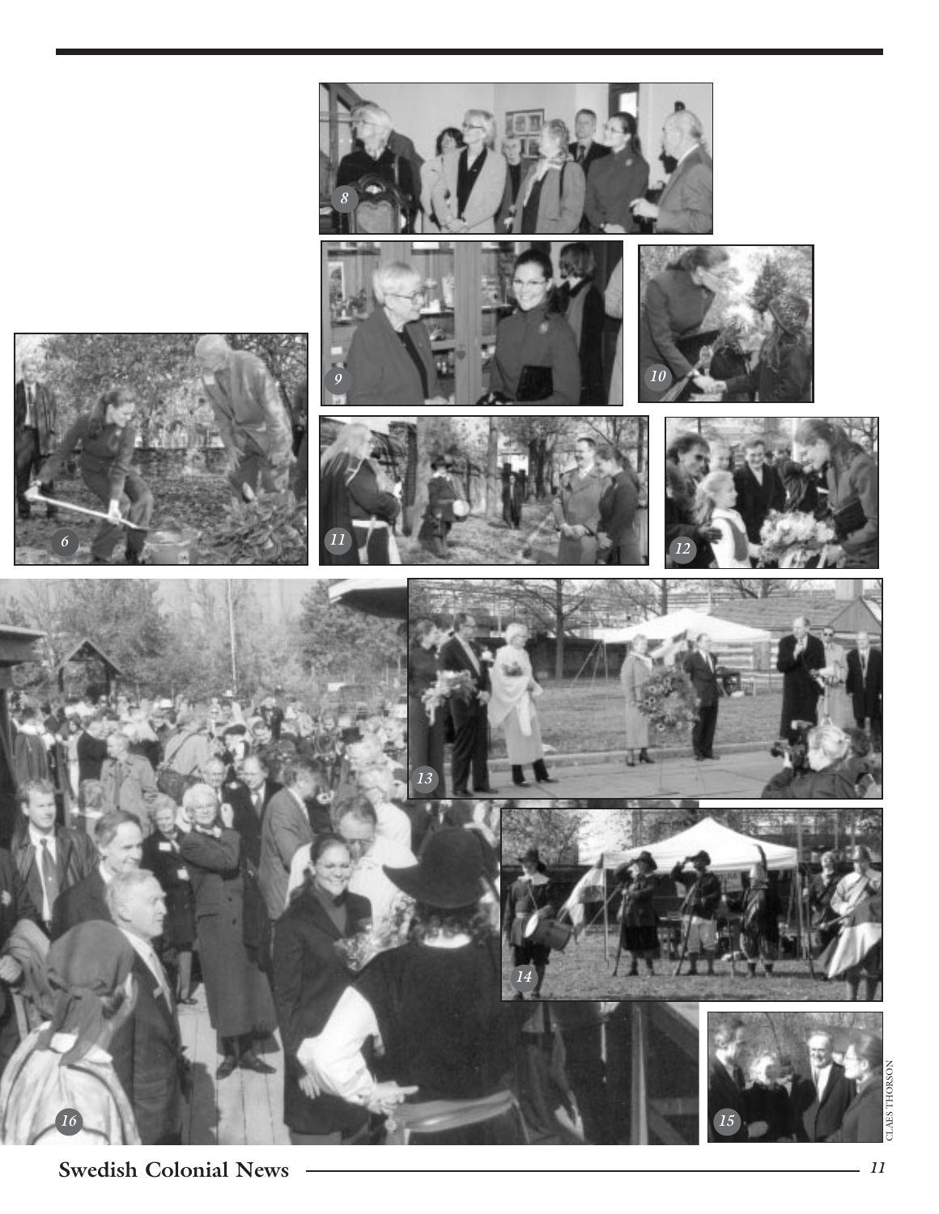CLAES THORSON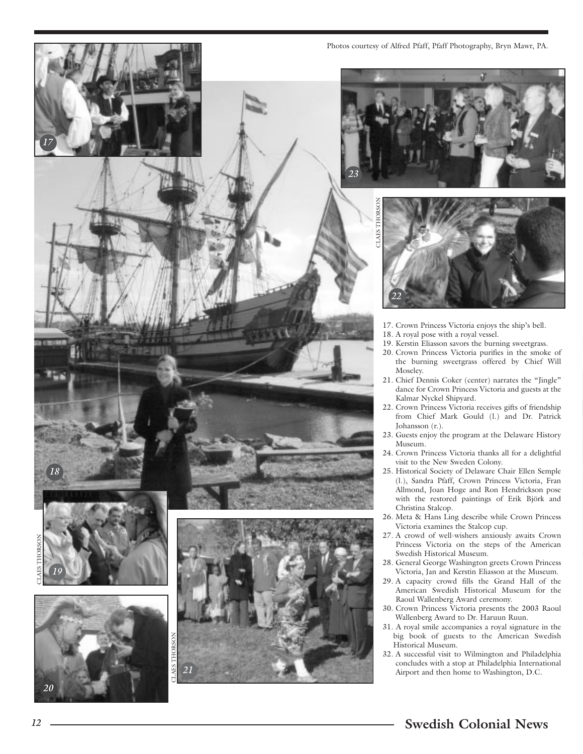Photos courtesy of Alfred Pfaff, Pfaff Photography, Bryn Mawr, PA.

17. Crown Princess Victoria enjoys the ship's bell.
18. A royal pose with a royal vessel.
19. Kerstin Eliasson savors the burning sweetgrass.
20. Crown Princess Victoria purifies in the smoke of the burning sweetgrass offered by Chief Will Moseley.
21. Chief Dennis Coker (center) narrates the "Jingle" dance for Crown Princess Victoria and guests at the Kalmar Nyckel Shipyard.
22. Crown Princess Victoria receives gifts of friendship from Chief Mark Gould (l.) and Dr. Patrick Johansson (r.).
23. Guests enjoy the program at the Delaware History Museum.
24. Crown Princess Victoria thanks all for a delightful visit to the New Sweden Colony.
25. Historical Society of Delaware Chair Ellen Semple (l.), Sandra Pfaff, Crown Princess Victoria, Fran Allmond, Joan Hoge and Ron Hendrickson pose with the restored paintings of Erik Björk and Christina Stalcop.
26. Meta & Hans Ling describe while Crown Princess Victoria examines the Stalcop cup.
27. A crowd of well-wishers anxiously awaits Crown Princess Victoria on the steps of the American Swedish Historical Museum.
28. General George Washington greets Crown Princess Victoria, Jan and Kerstin Eliasson at the Museum.
29. A capacity crowd fills the Grand Hall of the American Swedish Historical Museum for the Raoul Wallenberg Award ceremony.
30. Crown Princess Victoria presents the 2003 Raoul Wallenberg Award to Dr. Haruun Ruun.
31. A royal smile accompanies a royal signature in the big book of guests to the American Swedish Historical Museum.
32. A successful visit to Wilmington and Philadelphia concludes with a stop at Philadelphia International Airport and then home to Washington, D.C.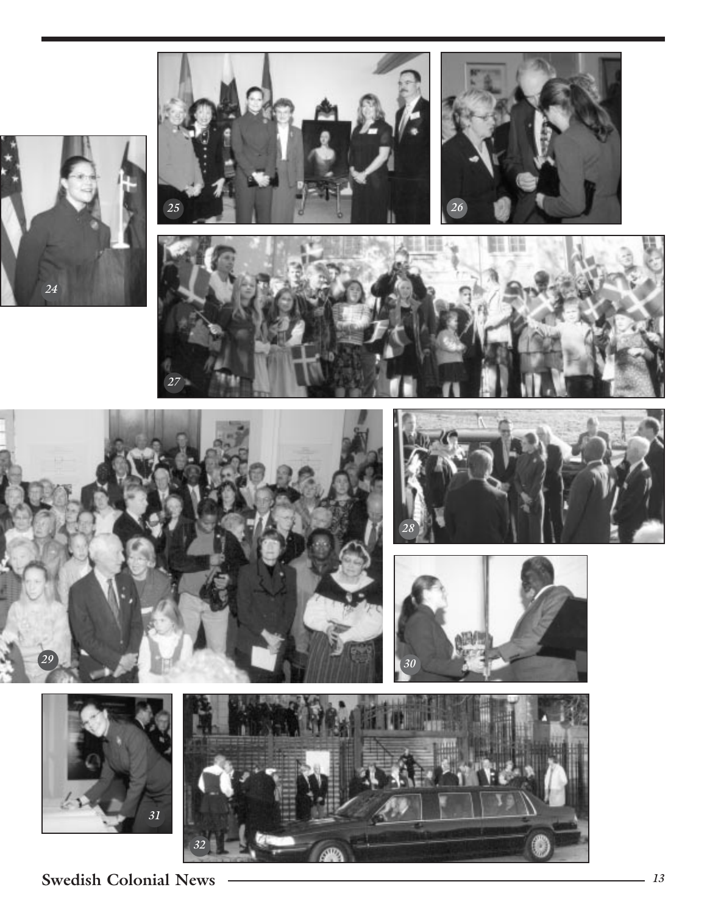24

25

26

27

29

28

30

31

32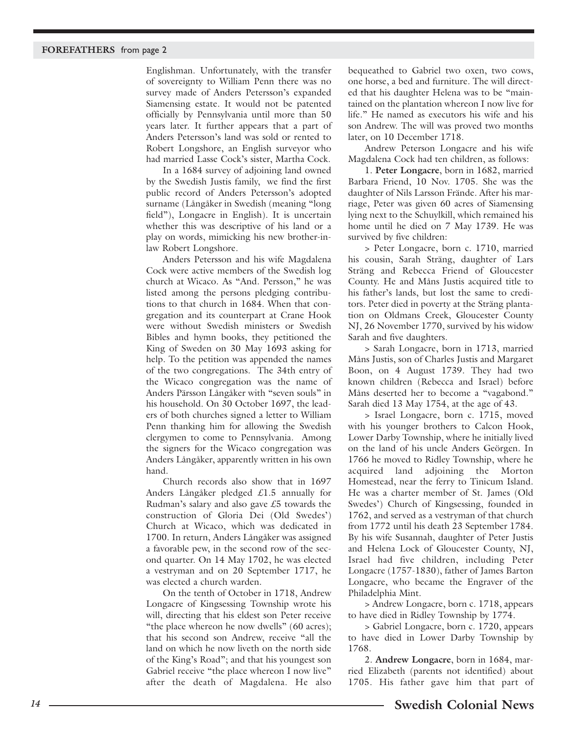Englishman. Unfortunately, with the transfer of sovereignty to William Penn there was no survey made of Anders Petersson's expanded Siamensing estate. It would not be patented officially by Pennsylvania until more than 50 years later. It further appears that a part of Anders Petersson's land was sold or rented to Robert Longshore, an English surveyor who had married Lasse Cock's sister, Martha Cock.

In a 1684 survey of adjoining land owned by the Swedish Justis family, we find the first public record of Anders Petersson's adopted surname (Långåker in Swedish (meaning "long field"), Longacre in English). It is uncertain whether this was descriptive of his land or a play on words, mimicking his new brother-in-law Robert Longshore.

Anders Petersson and his wife Magdalena Cock were active members of the Swedish log church at Wicaco. As "And. Persson," he was listed among the persons pledging contributions to that church in 1684. When that congregation and its counterpart at Crane Hook were without Swedish ministers or Swedish Bibles and hymn books, they petitioned the King of Sweden on 30 May 1693 asking for help. To the petition was appended the names of the two congregations. The 34th entry of the Wicaco congregation was the name of Anders Pärsson Långåker with "seven souls" in his household. On 30 October 1697, the leaders of both churches signed a letter to William Penn thanking him for allowing the Swedish clergymen to come to Pennsylvania. Among the signers for the Wicaco congregation was Anders Långåker, apparently written in his own hand.

Church records also show that in 1697 Anders Långåker pledged £1.5 annually for Rudman's salary and also gave £5 towards the construction of Gloria Dei (Old Swedes') Church at Wicaco, which was dedicated in 1700. In return, Anders Långåker was assigned a favorable pew, in the second row of the second quarter. On 14 May 1702, he was elected a vestryman and on 20 September 1717, he was elected a church warden.

On the tenth of October in 1718, Andrew Longacre of Kingsessing Township wrote his will, directing that his eldest son Peter receive "the place whereon he now dwells" (60 acres); that his second son Andrew, receive "all the land on which he now liveth on the north side of the King's Road"; and that his youngest son Gabriel receive "the place whereon I now live" after the death of Magdalena. He also bequeathed to Gabriel two oxen, two cows, one horse, a bed and furniture. The will directed that his daughter Helena was to be "maintained on the plantation whereon I now live for life." He named as executors his wife and his son Andrew. The will was proved two months later, on 10 December 1718.

Andrew Peterson Longacre and his wife Magdalena Cock had ten children, as follows:

1. **Peter Longacre**, born in 1682, married Barbara Friend, 10 Nov. 1705. She was the daughter of Nils Larsson Frände. After his marriage, Peter was given 60 acres of Siamensing lying next to the Schuylkill, which remained his home until he died on 7 May 1739. He was survived by five children:

> Peter Longacre, born c. 1710, married his cousin, Sarah Sträng, daughter of Lars Sträng and Rebecca Friend of Gloucester County. He and Måns Justis acquired title to his father's lands, but lost the same to creditors. Peter died in poverty at the Sträng plantation on Oldmans Creek, Gloucester County NJ, 26 November 1770, survived by his widow Sarah and five daughters.

> Sarah Longacre, born in 1713, married Måns Justis, son of Charles Justis and Margaret Boon, on 4 August 1739. They had two known children (Rebecca and Israel) before Måns deserted her to become a "vagabond." Sarah died 13 May 1754, at the age of 43.

> Israel Longacre, born c. 1715, moved with his younger brothers to Calcon Hook, Lower Darby Township, where he initially lived on the land of his uncle Anders Geörgen. In 1766 he moved to Ridley Township, where he acquired land adjoining the Morton Homestead, near the ferry to Tinicum Island. He was a charter member of St. James (Old Swedes') Church of Kingsessing, founded in 1762, and served as a vestryman of that church from 1772 until his death 23 September 1784. By his wife Susannah, daughter of Peter Justis and Helena Lock of Gloucester County, NJ, Israel had five children, including Peter Longacre (1757-1830), father of James Barton Longacre, who became the Engraver of the Philadelphia Mint.

> Andrew Longacre, born c. 1718, appears to have died in Ridley Township by 1774.

> Gabriel Longacre, born c. 1720, appears to have died in Lower Darby Township by 1768.

2. **Andrew Longacre**, born in 1684, married Elizabeth (parents not identified) about 1705. His father gave him that part of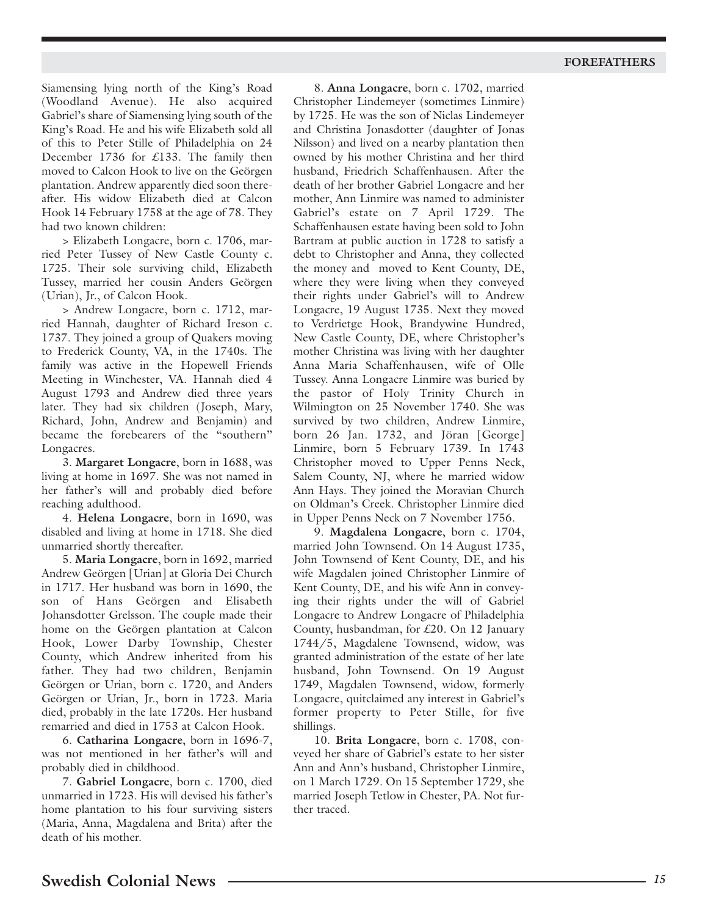Siamensing lying north of the King's Road (Woodland Avenue). He also acquired Gabriel's share of Siamensing lying south of the King's Road. He and his wife Elizabeth sold all of this to Peter Stille of Philadelphia on 24 December 1736 for £133. The family then moved to Calcon Hook to live on the Geörgen plantation. Andrew apparently died soon thereafter. His widow Elizabeth died at Calcon Hook 14 February 1758 at the age of 78. They had two known children:

> Elizabeth Longacre, born c. 1706, married Peter Tussey of New Castle County c. 1725. Their sole surviving child, Elizabeth Tussey, married her cousin Anders Geörgen (Urian), Jr., of Calcon Hook.

> Andrew Longacre, born c. 1712, married Hannah, daughter of Richard Ireson c. 1737. They joined a group of Quakers moving to Frederick County, VA, in the 1740s. The family was active in the Hopewell Friends Meeting in Winchester, VA. Hannah died 4 August 1793 and Andrew died three years later. They had six children (Joseph, Mary, Richard, John, Andrew and Benjamin) and became the forebearers of the "southern" Longacres.

3. **Margaret Longacre**, born in 1688, was living at home in 1697. She was not named in her father's will and probably died before reaching adulthood.

4. **Helena Longacre**, born in 1690, was disabled and living at home in 1718. She died unmarried shortly thereafter.

5. **Maria Longacre**, born in 1692, married Andrew Geörgen [Urian] at Gloria Dei Church in 1717. Her husband was born in 1690, the son of Hans Geörgen and Elisabeth Johansdotter Grelsson. The couple made their home on the Geörgen plantation at Calcon Hook, Lower Darby Township, Chester County, which Andrew inherited from his father. They had two children, Benjamin Geörgen or Urian, born c. 1720, and Anders Geörgen or Urian, Jr., born in 1723. Maria died, probably in the late 1720s. Her husband remarried and died in 1753 at Calcon Hook.

6. **Catharina Longacre**, born in 1696-7, was not mentioned in her father's will and probably died in childhood.

7. **Gabriel Longacre**, born c. 1700, died unmarried in 1723. His will devised his father's home plantation to his four surviving sisters (Maria, Anna, Magdalena and Brita) after the death of his mother.

8. **Anna Longacre**, born c. 1702, married Christopher Lindemeyer (sometimes Linmire) by 1725. He was the son of Niclas Lindemeyer and Christina Jonasdotter (daughter of Jonas Nilsson) and lived on a nearby plantation then owned by his mother Christina and her third husband, Friedrich Schaffenhausen. After the death of her brother Gabriel Longacre and her mother, Ann Linmire was named to administer Gabriel's estate on 7 April 1729. The Schaffenhausen estate having been sold to John Bartram at public auction in 1728 to satisfy a debt to Christopher and Anna, they collected the money and moved to Kent County, DE, where they were living when they conveyed their rights under Gabriel's will to Andrew Longacre, 19 August 1735. Next they moved to Verdrietge Hook, Brandywine Hundred, New Castle County, DE, where Christopher's mother Christina was living with her daughter Anna Maria Schaffenhausen, wife of Olle Tussey. Anna Longacre Linmire was buried by the pastor of Holy Trinity Church in Wilmington on 25 November 1740. She was survived by two children, Andrew Linmire, born 26 Jan. 1732, and Jöran [George] Linmire, born 5 February 1739. In 1743 Christopher moved to Upper Penns Neck, Salem County, NJ, where he married widow Ann Hays. They joined the Moravian Church on Oldman's Creek. Christopher Linmire died in Upper Penns Neck on 7 November 1756.

9. **Magdalena Longacre**, born c. 1704, married John Townsend. On 14 August 1735, John Townsend of Kent County, DE, and his wife Magdalen joined Christopher Linmire of Kent County, DE, and his wife Ann in conveying their rights under the will of Gabriel Longacre to Andrew Longacre of Philadelphia County, husbandman, for £20. On 12 January 1744/5, Magdalene Townsend, widow, was granted administration of the estate of her late husband, John Townsend. On 19 August 1749, Magdalen Townsend, widow, formerly Longacre, quitclaimed any interest in Gabriel's former property to Peter Stille, for five shillings.

10. **Brita Longacre**, born c. 1708, conveyed her share of Gabriel's estate to her sister Ann and Ann's husband, Christopher Linmire, on 1 March 1729. On 15 September 1729, she married Joseph Tetlow in Chester, PA. Not further traced.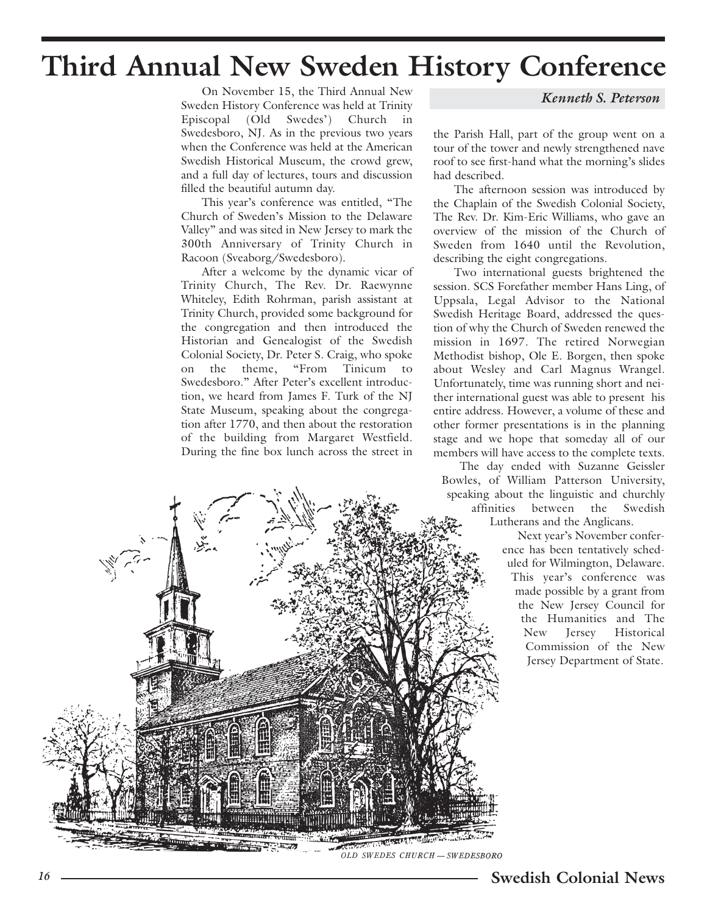# Third Annual New Sweden History Conference

*Kenneth S. Peterson*

On November 15, the Third Annual New Sweden History Conference was held at Trinity Episcopal (Old Swedes') Church in Swedesboro, NJ. As in the previous two years when the Conference was held at the American Swedish Historical Museum, the crowd grew, and a full day of lectures, tours and discussion filled the beautiful autumn day.

This year's conference was entitled, "The Church of Sweden's Mission to the Delaware Valley" and was sited in New Jersey to mark the 300th Anniversary of Trinity Church in Racoon (Sveaborg/Swedesboro).

After a welcome by the dynamic vicar of Trinity Church, The Rev. Dr. Raewynne Whiteley, Edith Rohrman, parish assistant at Trinity Church, provided some background for the congregation and then introduced the Historian and Genealogist of the Swedish Colonial Society, Dr. Peter S. Craig, who spoke on the theme, "From Tinicum to Swedesboro." After Peter's excellent introduction, we heard from James F. Turk of the NJ State Museum, speaking about the congregation after 1770, and then about the restoration of the building from Margaret Westfield. During the fine box lunch across the street in the Parish Hall, part of the group went on a tour of the tower and newly strengthened nave roof to see first-hand what the morning's slides had described.

The afternoon session was introduced by the Chaplain of the Swedish Colonial Society, The Rev. Dr. Kim-Eric Williams, who gave an overview of the mission of the Church of Sweden from 1640 until the Revolution, describing the eight congregations.

Two international guests brightened the session. SCS Forefather member Hans Ling, of Uppsala, Legal Advisor to the National Swedish Heritage Board, addressed the question of why the Church of Sweden renewed the mission in 1697. The retired Norwegian Methodist bishop, Ole E. Borgen, then spoke about Wesley and Carl Magnus Wrangel. Unfortunately, time was running short and neither international guest was able to present his entire address. However, a volume of these and other former presentations is in the planning stage and we hope that someday all of our members will have access to the complete texts.

The day ended with Suzanne Geissler Bowles, of William Patterson University, speaking about the linguistic and churchly affinities between the Swedish Lutherans and the Anglicans.

Next year's November conference has been tentatively scheduled for Wilmington, Delaware. This year's conference was made possible by a grant from the New Jersey Council for the Humanities and The New Jersey Historical Commission of the New Jersey Department of State.

OLD SWEDES CHURCH — SWEDESBORO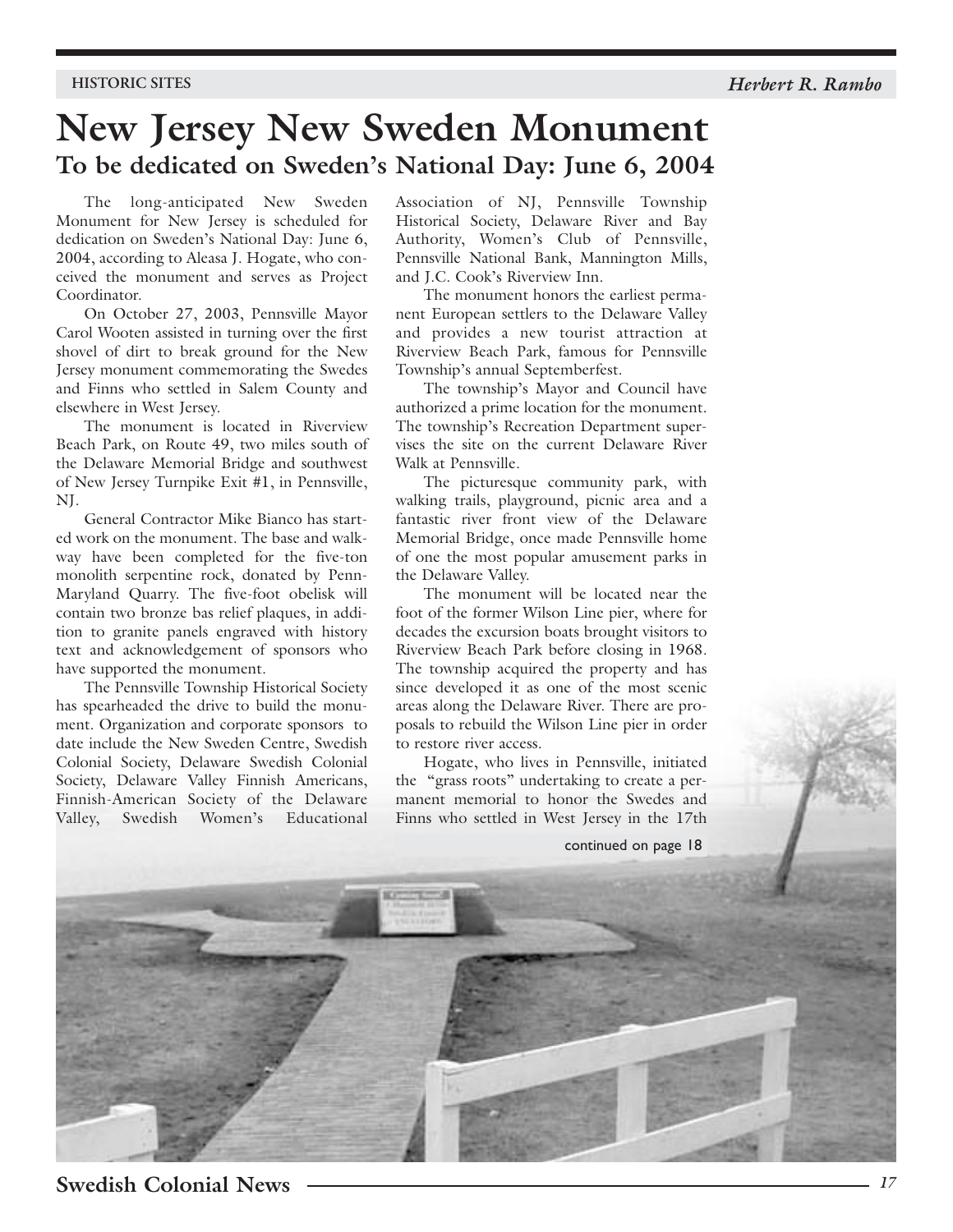HISTORIC SITES

*Herbert R. Rambo*

# New Jersey New Sweden Monument

## To be dedicated on Sweden's National Day: June 6, 2004

The long-anticipated New Sweden Monument for New Jersey is scheduled for dedication on Sweden's National Day: June 6, 2004, according to Aleasa J. Hogate, who conceived the monument and serves as Project Coordinator.

On October 27, 2003, Pennsville Mayor Carol Wooten assisted in turning over the first shovel of dirt to break ground for the New Jersey monument commemorating the Swedes and Finns who settled in Salem County and elsewhere in West Jersey.

The monument is located in Riverview Beach Park, on Route 49, two miles south of the Delaware Memorial Bridge and southwest of New Jersey Turnpike Exit #1, in Pennsville, NJ.

General Contractor Mike Bianco has started work on the monument. The base and walkway have been completed for the five-ton monolith serpentine rock, donated by Penn-Maryland Quarry. The five-foot obelisk will contain two bronze bas relief plaques, in addition to granite panels engraved with history text and acknowledgement of sponsors who have supported the monument.

The Pennsville Township Historical Society has spearheaded the drive to build the monument. Organization and corporate sponsors to date include the New Sweden Centre, Swedish Colonial Society, Delaware Swedish Colonial Society, Delaware Valley Finnish Americans, Finnish-American Society of the Delaware Valley, Swedish Women's Educational Association of NJ, Pennsville Township Historical Society, Delaware River and Bay Authority, Women's Club of Pennsville, Pennsville National Bank, Mannington Mills, and J.C. Cook's Riverview Inn.

The monument honors the earliest permanent European settlers to the Delaware Valley and provides a new tourist attraction at Riverview Beach Park, famous for Pennsville Township's annual Septemberfest.

The township's Mayor and Council have authorized a prime location for the monument. The township's Recreation Department supervises the site on the current Delaware River Walk at Pennsville.

The picturesque community park, with walking trails, playground, picnic area and a fantastic river front view of the Delaware Memorial Bridge, once made Pennsville home of one the most popular amusement parks in the Delaware Valley.

The monument will be located near the foot of the former Wilson Line pier, where for decades the excursion boats brought visitors to Riverview Beach Park before closing in 1968. The township acquired the property and has since developed it as one of the most scenic areas along the Delaware River. There are proposals to rebuild the Wilson Line pier in order to restore river access.

Hogate, who lives in Pennsville, initiated the "grass roots" undertaking to create a permanent memorial to honor the Swedes and Finns who settled in West Jersey in the 17th

continued on page 18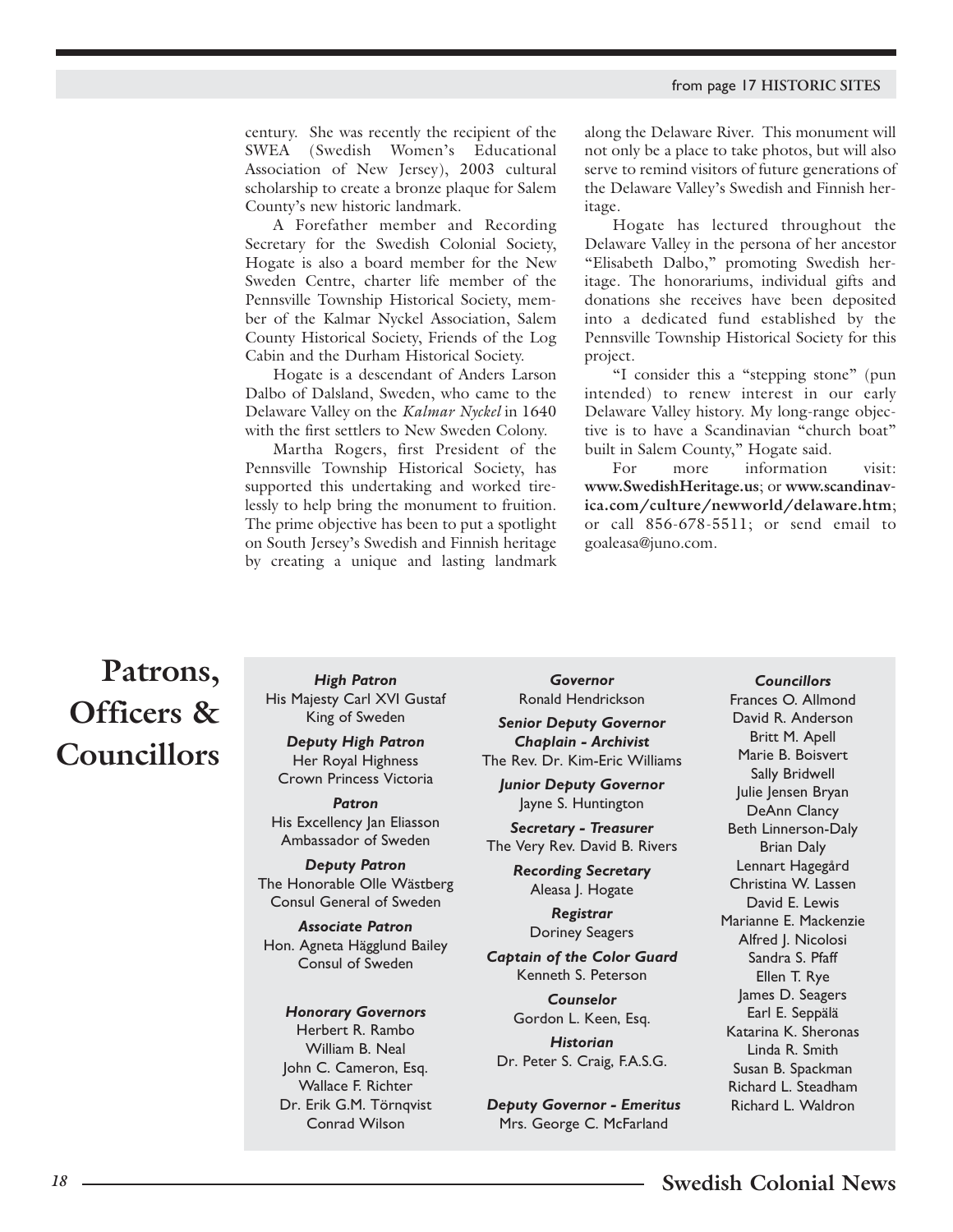from page 17 HISTORIC SITES

century. She was recently the recipient of the SWEA (Swedish Women's Educational Association of New Jersey), 2003 cultural scholarship to create a bronze plaque for Salem County's new historic landmark.

A Forefather member and Recording Secretary for the Swedish Colonial Society, Hogate is also a board member for the New Sweden Centre, charter life member of the Pennsville Township Historical Society, member of the Kalmar Nyckel Association, Salem County Historical Society, Friends of the Log Cabin and the Durham Historical Society.

Hogate is a descendant of Anders Larson Dalbo of Dalsland, Sweden, who came to the Delaware Valley on the *Kalmar Nyckel* in 1640 with the first settlers to New Sweden Colony.

Martha Rogers, first President of the Pennsville Township Historical Society, has supported this undertaking and worked tirelessly to help bring the monument to fruition. The prime objective has been to put a spotlight on South Jersey's Swedish and Finnish heritage by creating a unique and lasting landmark along the Delaware River. This monument will not only be a place to take photos, but will also serve to remind visitors of future generations of the Delaware Valley's Swedish and Finnish heritage.

Hogate has lectured throughout the Delaware Valley in the persona of her ancestor "Elisabeth Dalbo," promoting Swedish heritage. The honorariums, individual gifts and donations she receives have been deposited into a dedicated fund established by the Pennsville Township Historical Society for this project.

"I consider this a "stepping stone" (pun intended) to renew interest in our early Delaware Valley history. My long-range objective is to have a Scandinavian "church boat" built in Salem County," Hogate said.

For more information visit: **www.SwedishHeritage.us**; or **www.scandinavica.com/culture/newworld/delaware.htm**; or call 856-678-5511; or send email to goaleasa@juno.com.

# Patrons, Officers & Councillors

***High Patron***
His Majesty Carl XVI Gustaf
King of Sweden

***Deputy High Patron***
Her Royal Highness
Crown Princess Victoria

***Patron***
His Excellency Jan Eliasson
Ambassador of Sweden

***Deputy Patron***
The Honorable Olle Wästberg
Consul General of Sweden

***Associate Patron***
Hon. Agneta Hägglund Bailey
Consul of Sweden

***Honorary Governors***
Herbert R. Rambo
William B. Neal
John C. Cameron, Esq.
Wallace F. Richter
Dr. Erik G.M. Törnqvist
Conrad Wilson

***Governor***
Ronald Hendrickson

***Senior Deputy Governor***
***Chaplain - Archivist***
The Rev. Dr. Kim-Eric Williams

***Junior Deputy Governor***
Jayne S. Huntington

***Secretary - Treasurer***
The Very Rev. David B. Rivers

***Recording Secretary***
Aleasa J. Hogate

***Registrar***
Doriney Seagers

***Captain of the Color Guard***
Kenneth S. Peterson

***Counselor***
Gordon L. Keen, Esq.

***Historian***
Dr. Peter S. Craig, F.A.S.G.

***Deputy Governor - Emeritus***
Mrs. George C. McFarland

***Councillors***
Frances O. Allmond
David R. Anderson
Britt M. Apell
Marie B. Boisvert
Sally Bridwell
Julie Jensen Bryan
DeAnn Clancy
Beth Linnerson-Daly
Brian Daly
Lennart Hagegård
Christina W. Lassen
David E. Lewis
Marianne E. Mackenzie
Alfred J. Nicolosi
Sandra S. Pfaff
Ellen T. Rye
James D. Seagers
Earl E. Seppälä
Katarina K. Sheronas
Linda R. Smith
Susan B. Spackman
Richard L. Steadham
Richard L. Waldron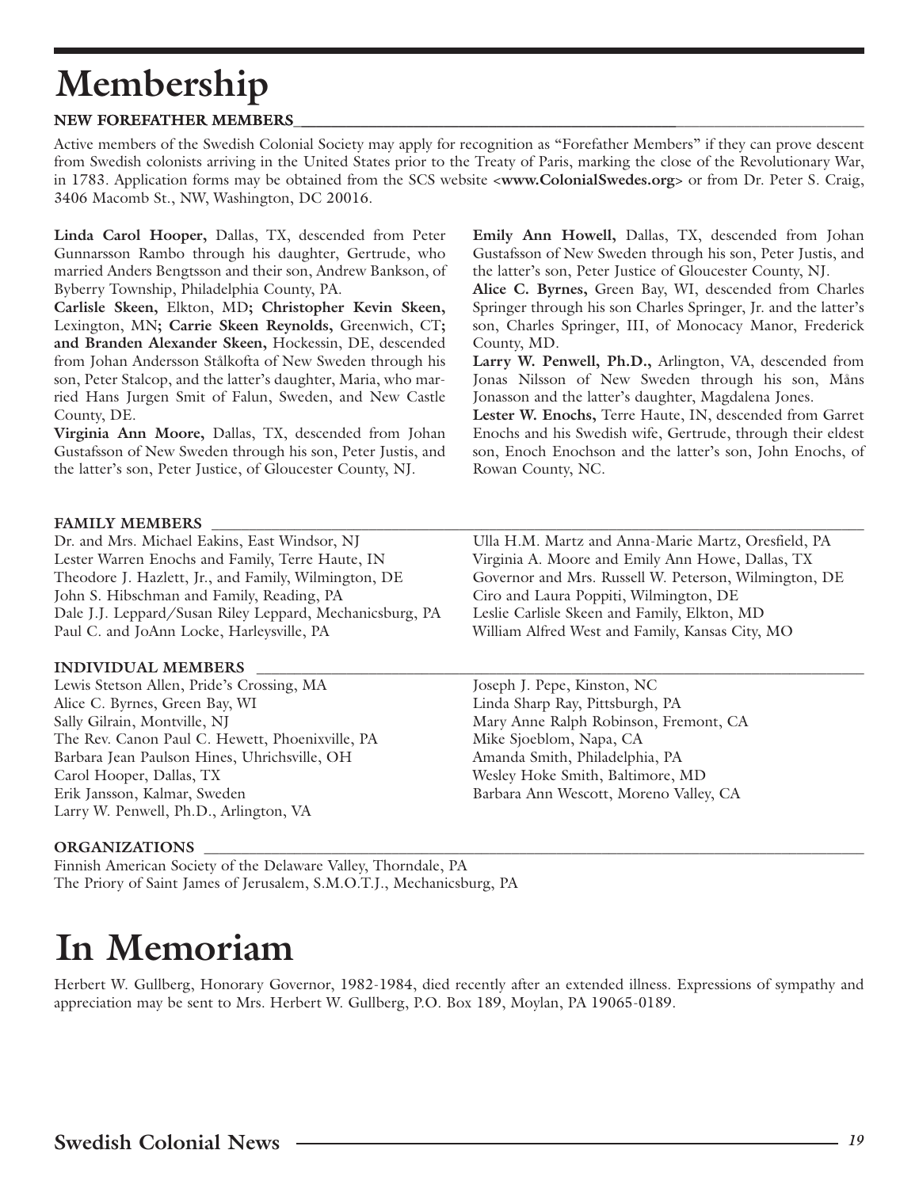# Membership

### NEW FOREFATHER MEMBERS

Active members of the Swedish Colonial Society may apply for recognition as "Forefather Members" if they can prove descent from Swedish colonists arriving in the United States prior to the Treaty of Paris, marking the close of the Revolutionary War, in 1783. Application forms may be obtained from the SCS website <**www.ColonialSwedes.org**> or from Dr. Peter S. Craig, 3406 Macomb St., NW, Washington, DC 20016.

**Linda Carol Hooper,** Dallas, TX, descended from Peter Gunnarsson Rambo through his daughter, Gertrude, who married Anders Bengtsson and their son, Andrew Bankson, of Byberry Township, Philadelphia County, PA.

**Carlisle Skeen,** Elkton, MD**; Christopher Kevin Skeen,** Lexington, MN**; Carrie Skeen Reynolds,** Greenwich, CT**; and Branden Alexander Skeen,** Hockessin, DE, descended from Johan Andersson Stålkofta of New Sweden through his son, Peter Stalcop, and the latter's daughter, Maria, who married Hans Jurgen Smit of Falun, Sweden, and New Castle County, DE.

**Virginia Ann Moore,** Dallas, TX, descended from Johan Gustafsson of New Sweden through his son, Peter Justis, and the latter's son, Peter Justice, of Gloucester County, NJ.

**Emily Ann Howell,** Dallas, TX, descended from Johan Gustafsson of New Sweden through his son, Peter Justis, and the latter's son, Peter Justice of Gloucester County, NJ.

**Alice C. Byrnes,** Green Bay, WI, descended from Charles Springer through his son Charles Springer, Jr. and the latter's son, Charles Springer, III, of Monocacy Manor, Frederick County, MD.

**Larry W. Penwell, Ph.D.,** Arlington, VA, descended from Jonas Nilsson of New Sweden through his son, Måns Jonasson and the latter's daughter, Magdalena Jones.

**Lester W. Enochs,** Terre Haute, IN, descended from Garret Enochs and his Swedish wife, Gertrude, through their eldest son, Enoch Enochson and the latter's son, John Enochs, of Rowan County, NC.

### FAMILY MEMBERS

Dr. and Mrs. Michael Eakins, East Windsor, NJ
Lester Warren Enochs and Family, Terre Haute, IN
Theodore J. Hazlett, Jr., and Family, Wilmington, DE
John S. Hibschman and Family, Reading, PA
Dale J.J. Leppard/Susan Riley Leppard, Mechanicsburg, PA
Paul C. and JoAnn Locke, Harleysville, PA
Ulla H.M. Martz and Anna-Marie Martz, Oresfield, PA
Virginia A. Moore and Emily Ann Howe, Dallas, TX
Governor and Mrs. Russell W. Peterson, Wilmington, DE
Ciro and Laura Poppiti, Wilmington, DE
Leslie Carlisle Skeen and Family, Elkton, MD
William Alfred West and Family, Kansas City, MO

### INDIVIDUAL MEMBERS

Lewis Stetson Allen, Pride's Crossing, MA
Alice C. Byrnes, Green Bay, WI
Sally Gilrain, Montville, NJ
The Rev. Canon Paul C. Hewett, Phoenixville, PA
Barbara Jean Paulson Hines, Uhrichsville, OH
Carol Hooper, Dallas, TX
Erik Jansson, Kalmar, Sweden
Larry W. Penwell, Ph.D., Arlington, VA
Joseph J. Pepe, Kinston, NC
Linda Sharp Ray, Pittsburgh, PA
Mary Anne Ralph Robinson, Fremont, CA
Mike Sjoeblom, Napa, CA
Amanda Smith, Philadelphia, PA
Wesley Hoke Smith, Baltimore, MD
Barbara Ann Wescott, Moreno Valley, CA

### ORGANIZATIONS

Finnish American Society of the Delaware Valley, Thorndale, PA
The Priory of Saint James of Jerusalem, S.M.O.T.J., Mechanicsburg, PA

# In Memoriam

Herbert W. Gullberg, Honorary Governor, 1982-1984, died recently after an extended illness. Expressions of sympathy and appreciation may be sent to Mrs. Herbert W. Gullberg, P.O. Box 189, Moylan, PA 19065-0189.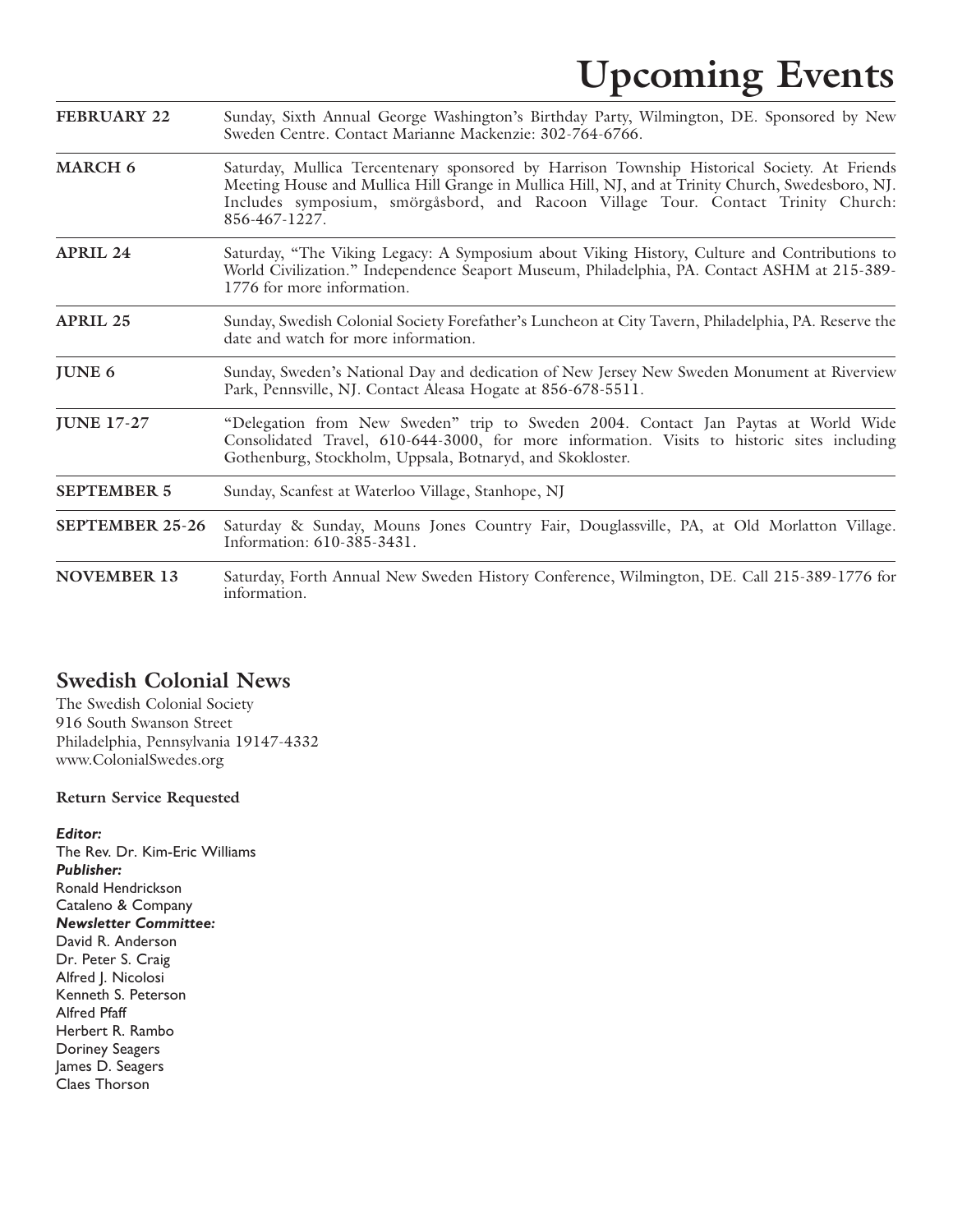# Upcoming Events

| | |
|---|---|
| **FEBRUARY 22** | Sunday, Sixth Annual George Washington's Birthday Party, Wilmington, DE. Sponsored by New Sweden Centre. Contact Marianne Mackenzie: 302-764-6766. |
| **MARCH 6** | Saturday, Mullica Tercentenary sponsored by Harrison Township Historical Society. At Friends Meeting House and Mullica Hill Grange in Mullica Hill, NJ, and at Trinity Church, Swedesboro, NJ. Includes symposium, smörgåsbord, and Racoon Village Tour. Contact Trinity Church: 856-467-1227. |
| **APRIL 24** | Saturday, "The Viking Legacy: A Symposium about Viking History, Culture and Contributions to World Civilization." Independence Seaport Museum, Philadelphia, PA. Contact ASHM at 215-389-1776 for more information. |
| **APRIL 25** | Sunday, Swedish Colonial Society Forefather's Luncheon at City Tavern, Philadelphia, PA. Reserve the date and watch for more information. |
| **JUNE 6** | Sunday, Sweden's National Day and dedication of New Jersey New Sweden Monument at Riverview Park, Pennsville, NJ. Contact Aleasa Hogate at 856-678-5511. |
| **JUNE 17-27** | "Delegation from New Sweden" trip to Sweden 2004. Contact Jan Paytas at World Wide Consolidated Travel, 610-644-3000, for more information. Visits to historic sites including Gothenburg, Stockholm, Uppsala, Botnaryd, and Skokloster. |
| **SEPTEMBER 5** | Sunday, Scanfest at Waterloo Village, Stanhope, NJ |
| **SEPTEMBER 25-26** | Saturday & Sunday, Mouns Jones Country Fair, Douglassville, PA, at Old Morlatton Village. Information: 610-385-3431. |
| **NOVEMBER 13** | Saturday, Forth Annual New Sweden History Conference, Wilmington, DE. Call 215-389-1776 for information. |

## Swedish Colonial News

The Swedish Colonial Society
916 South Swanson Street
Philadelphia, Pennsylvania 19147-4332
www.ColonialSwedes.org

**Return Service Requested**

***Editor:***
The Rev. Dr. Kim-Eric Williams
***Publisher:***
Ronald Hendrickson
Cataleno & Company
***Newsletter Committee:***
David R. Anderson
Dr. Peter S. Craig
Alfred J. Nicolosi
Kenneth S. Peterson
Alfred Pfaff
Herbert R. Rambo
Doriney Seagers
James D. Seagers
Claes Thorson